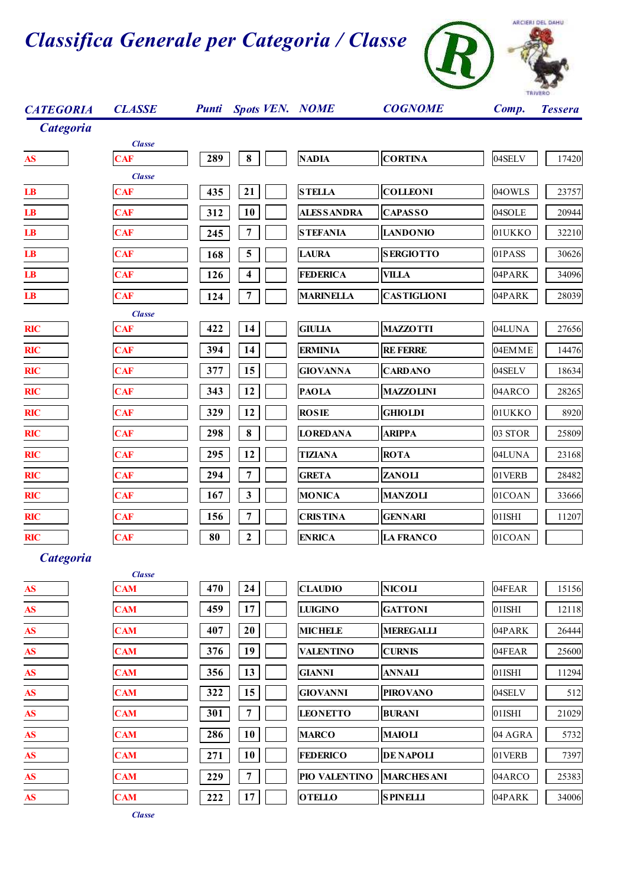# Classifica Generale per Categoria / Classe

| CATEGORIA | CLASSE | Punti | Spots | VEN. | NOME | COGNOME | Comp. | Tessera |
|---|---|---|---|---|---|---|---|---|
| **Categoria** | | | | | | | | |
| | *Classe* | | | | | | | |
| AS | CAF | 289 | 8 | | NADIA | CORTINA | 04SELV | 17420 |
| | *Classe* | | | | | | | |
| LB | CAF | 435 | 21 | | STELLA | COLLEONI | 04OWLS | 23757 |
| LB | CAF | 312 | 10 | | ALESSANDRA | CAPASSO | 04SOLE | 20944 |
| LB | CAF | 245 | 7 | | STEFANIA | LANDONIO | 01UKKO | 32210 |
| LB | CAF | 168 | 5 | | LAURA | SERGIOTTO | 01PASS | 30626 |
| LB | CAF | 126 | 4 | | FEDERICA | VILLA | 04PARK | 34096 |
| LB | CAF | 124 | 7 | | MARINELLA | CASTIGLIONI | 04PARK | 28039 |
| | *Classe* | | | | | | | |
| RIC | CAF | 422 | 14 | | GIULIA | MAZZOTTI | 04LUNA | 27656 |
| RIC | CAF | 394 | 14 | | ERMINIA | RE FERRE | 04EMME | 14476 |
| RIC | CAF | 377 | 15 | | GIOVANNA | CARDANO | 04SELV | 18634 |
| RIC | CAF | 343 | 12 | | PAOLA | MAZZOLINI | 04ARCO | 28265 |
| RIC | CAF | 329 | 12 | | ROSIE | GHIOLDI | 01UKKO | 8920 |
| RIC | CAF | 298 | 8 | | LOREDANA | ARIPPA | 03 STOR | 25809 |
| RIC | CAF | 295 | 12 | | TIZIANA | ROTA | 04LUNA | 23168 |
| RIC | CAF | 294 | 7 | | GRETA | ZANOLI | 01VERB | 28482 |
| RIC | CAF | 167 | 3 | | MONICA | MANZOLI | 01COAN | 33666 |
| RIC | CAF | 156 | 7 | | CRISTINA | GENNARI | 01ISHI | 11207 |
| RIC | CAF | 80 | 2 | | ENRICA | LA FRANCO | 01COAN | |
| **Categoria** | | | | | | | | |
| | *Classe* | | | | | | | |
| AS | CAM | 470 | 24 | | CLAUDIO | NICOLI | 04FEAR | 15156 |
| AS | CAM | 459 | 17 | | LUIGINO | GATTONI | 01ISHI | 12118 |
| AS | CAM | 407 | 20 | | MICHELE | MEREGALLI | 04PARK | 26444 |
| AS | CAM | 376 | 19 | | VALENTINO | CURNIS | 04FEAR | 25600 |
| AS | CAM | 356 | 13 | | GIANNI | ANNALI | 01ISHI | 11294 |
| AS | CAM | 322 | 15 | | GIOVANNI | PIROVANO | 04SELV | 512 |
| AS | CAM | 301 | 7 | | LEONETTO | BURANI | 01ISHI | 21029 |
| AS | CAM | 286 | 10 | | MARCO | MAIOLI | 04 AGRA | 5732 |
| AS | CAM | 271 | 10 | | FEDERICO | DE NAPOLI | 01VERB | 7397 |
| AS | CAM | 229 | 7 | | PIO VALENTINO | MARCHESANI | 04ARCO | 25383 |
| AS | CAM | 222 | 17 | | OTELLO | SPINELLI | 04PARK | 34006 |
| | *Classe* | | | | | | | |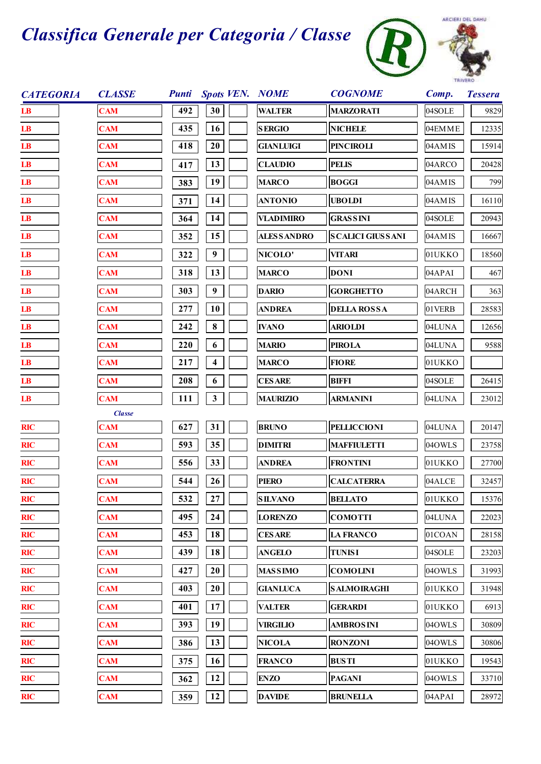# *Classifica Generale per Categoria / Classe*

| CATEGORIA | CLASSE | Punti | Spots | VEN. | NOME | COGNOME | Comp. | Tessera |
|---|---|---|---|---|---|---|---|---|
| LB | CAM | 492 | 30 | | WALTER | MARZORATI | 04SOLE | 9829 |
| LB | CAM | 435 | 16 | | SERGIO | NICHELE | 04EMME | 12335 |
| LB | CAM | 418 | 20 | | GIANLUIGI | PINCIROLI | 04AMIS | 15914 |
| LB | CAM | 417 | 13 | | CLAUDIO | PELIS | 04ARCO | 20428 |
| LB | CAM | 383 | 19 | | MARCO | BOGGI | 04AMIS | 799 |
| LB | CAM | 371 | 14 | | ANTONIO | UBOLDI | 04AMIS | 16110 |
| LB | CAM | 364 | 14 | | VLADIMIRO | GRASSINI | 04SOLE | 20943 |
| LB | CAM | 352 | 15 | | ALESSANDRO | SCALICI GIUSSANI | 04AMIS | 16667 |
| LB | CAM | 322 | 9 | | NICOLO' | VITARI | 01UKKO | 18560 |
| LB | CAM | 318 | 13 | | MARCO | DONI | 04APAI | 467 |
| LB | CAM | 303 | 9 | | DARIO | GORGHETTO | 04ARCH | 363 |
| LB | CAM | 277 | 10 | | ANDREA | DELLA ROSSA | 01VERB | 28583 |
| LB | CAM | 242 | 8 | | IVANO | ARIOLDI | 04LUNA | 12656 |
| LB | CAM | 220 | 6 | | MARIO | PIROLA | 04LUNA | 9588 |
| LB | CAM | 217 | 4 | | MARCO | FIORE | 01UKKO | |
| LB | CAM | 208 | 6 | | CESARE | BIFFI | 04SOLE | 26415 |
| LB | CAM | 111 | 3 | | MAURIZIO | ARMANINI | 04LUNA | 23012 |
| | *Classe* | | | | | | | |
| RIC | CAM | 627 | 31 | | BRUNO | PELLICCIONI | 04LUNA | 20147 |
| RIC | CAM | 593 | 35 | | DIMITRI | MAFFIULETTI | 04OWLS | 23758 |
| RIC | CAM | 556 | 33 | | ANDREA | FRONTINI | 01UKKO | 27700 |
| RIC | CAM | 544 | 26 | | PIERO | CALCATERRA | 04ALCE | 32457 |
| RIC | CAM | 532 | 27 | | SILVANO | BELLATO | 01UKKO | 15376 |
| RIC | CAM | 495 | 24 | | LORENZO | COMOTTI | 04LUNA | 22023 |
| RIC | CAM | 453 | 18 | | CESARE | LA FRANCO | 01COAN | 28158 |
| RIC | CAM | 439 | 18 | | ANGELO | TUNISI | 04SOLE | 23203 |
| RIC | CAM | 427 | 20 | | MASSIMO | COMOLINI | 04OWLS | 31993 |
| RIC | CAM | 403 | 20 | | GIANLUCA | SALMOIRAGHI | 01UKKO | 31948 |
| RIC | CAM | 401 | 17 | | VALTER | GERARDI | 01UKKO | 6913 |
| RIC | CAM | 393 | 19 | | VIRGILIO | AMBROSINI | 04OWLS | 30809 |
| RIC | CAM | 386 | 13 | | NICOLA | RONZONI | 04OWLS | 30806 |
| RIC | CAM | 375 | 16 | | FRANCO | BUSTI | 01UKKO | 19543 |
| RIC | CAM | 362 | 12 | | ENZO | PAGANI | 04OWLS | 33710 |
| RIC | CAM | 359 | 12 | | DAVIDE | BRUNELLA | 04APAI | 28972 |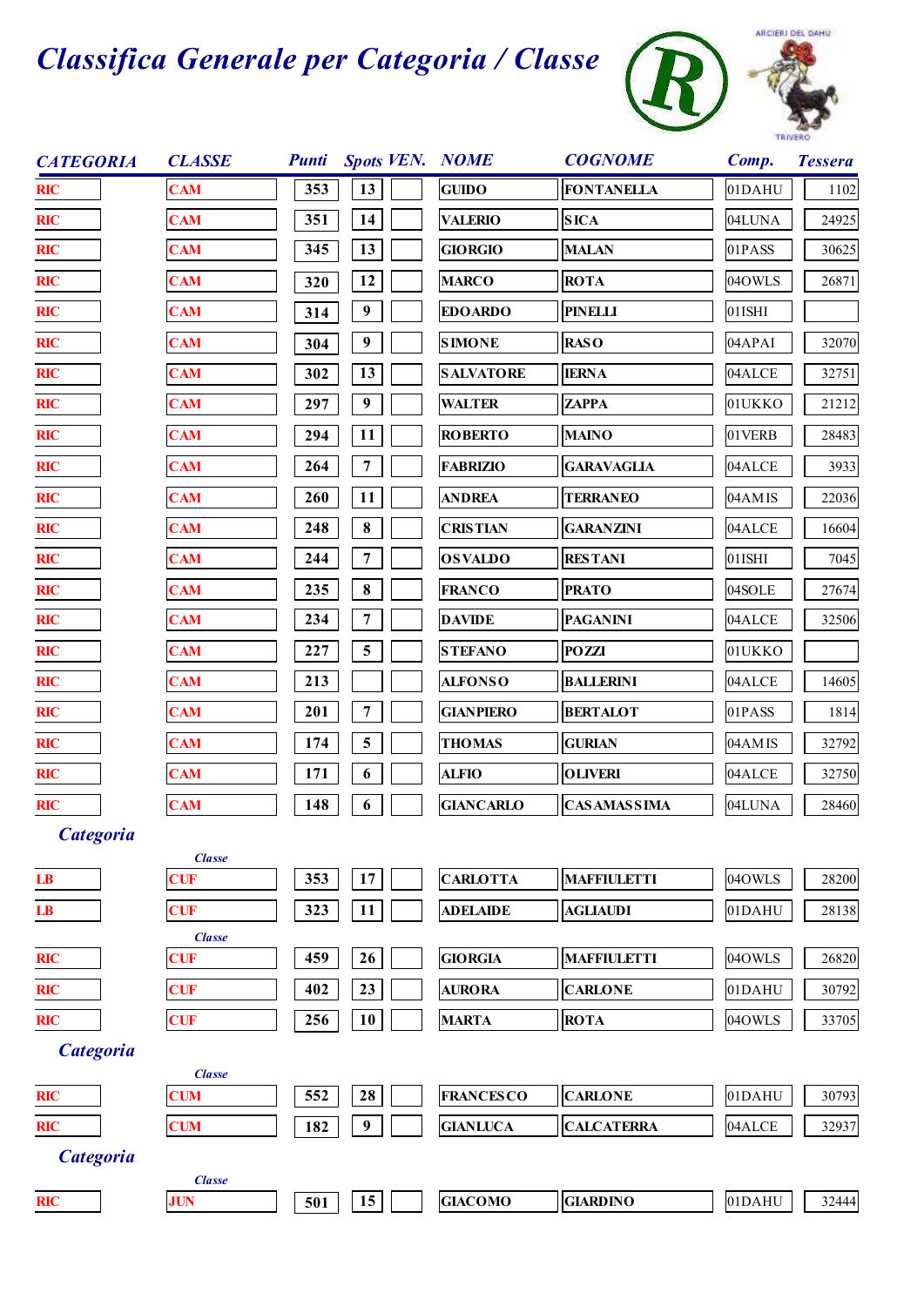# Classifica Generale per Categoria / Classe

| CATEGORIA | CLASSE | Punti | Spots | VEN. | NOME | COGNOME | Comp. | Tessera |
|---|---|---|---|---|---|---|---|---|
| RIC | CAM | 353 | 13 | | GUIDO | FONTANELLA | 01DAHU | 1102 |
| RIC | CAM | 351 | 14 | | VALERIO | SICA | 04LUNA | 24925 |
| RIC | CAM | 345 | 13 | | GIORGIO | MALAN | 01PASS | 30625 |
| RIC | CAM | 320 | 12 | | MARCO | ROTA | 04OWLS | 26871 |
| RIC | CAM | 314 | 9 | | EDOARDO | PINELLI | 01ISHI | |
| RIC | CAM | 304 | 9 | | SIMONE | RASO | 04APAI | 32070 |
| RIC | CAM | 302 | 13 | | SALVATORE | IERNA | 04ALCE | 32751 |
| RIC | CAM | 297 | 9 | | WALTER | ZAPPA | 01UKKO | 21212 |
| RIC | CAM | 294 | 11 | | ROBERTO | MAINO | 01VERB | 28483 |
| RIC | CAM | 264 | 7 | | FABRIZIO | GARAVAGLIA | 04ALCE | 3933 |
| RIC | CAM | 260 | 11 | | ANDREA | TERRANEO | 04AMIS | 22036 |
| RIC | CAM | 248 | 8 | | CRISTIAN | GARANZINI | 04ALCE | 16604 |
| RIC | CAM | 244 | 7 | | OSVALDO | RESTANI | 01ISHI | 7045 |
| RIC | CAM | 235 | 8 | | FRANCO | PRATO | 04SOLE | 27674 |
| RIC | CAM | 234 | 7 | | DAVIDE | PAGANINI | 04ALCE | 32506 |
| RIC | CAM | 227 | 5 | | STEFANO | POZZI | 01UKKO | |
| RIC | CAM | 213 | | | ALFONSO | BALLERINI | 04ALCE | 14605 |
| RIC | CAM | 201 | 7 | | GIANPIERO | BERTALOT | 01PASS | 1814 |
| RIC | CAM | 174 | 5 | | THOMAS | GURIAN | 04AMIS | 32792 |
| RIC | CAM | 171 | 6 | | ALFIO | OLIVERI | 04ALCE | 32750 |
| RIC | CAM | 148 | 6 | | GIANCARLO | CASAMASSIMA | 04LUNA | 28460 |

**Categoria**

*Classe*

| CATEGORIA | CLASSE | Punti | Spots | VEN. | NOME | COGNOME | Comp. | Tessera |
|---|---|---|---|---|---|---|---|---|
| LB | CUF | 353 | 17 | | CARLOTTA | MAFFIULETTI | 04OWLS | 28200 |
| LB | CUF | 323 | 11 | | ADELAIDE | AGLIAUDI | 01DAHU | 28138 |

*Classe*

| CATEGORIA | CLASSE | Punti | Spots | VEN. | NOME | COGNOME | Comp. | Tessera |
|---|---|---|---|---|---|---|---|---|
| RIC | CUF | 459 | 26 | | GIORGIA | MAFFIULETTI | 04OWLS | 26820 |
| RIC | CUF | 402 | 23 | | AURORA | CARLONE | 01DAHU | 30792 |
| RIC | CUF | 256 | 10 | | MARTA | ROTA | 04OWLS | 33705 |

**Categoria**

*Classe*

| CATEGORIA | CLASSE | Punti | Spots | VEN. | NOME | COGNOME | Comp. | Tessera |
|---|---|---|---|---|---|---|---|---|
| RIC | CUM | 552 | 28 | | FRANCESCO | CARLONE | 01DAHU | 30793 |
| RIC | CUM | 182 | 9 | | GIANLUCA | CALCATERRA | 04ALCE | 32937 |

**Categoria**

*Classe*

| CATEGORIA | CLASSE | Punti | Spots | VEN. | NOME | COGNOME | Comp. | Tessera |
|---|---|---|---|---|---|---|---|---|
| RIC | JUN | 501 | 15 | | GIACOMO | GIARDINO | 01DAHU | 32444 |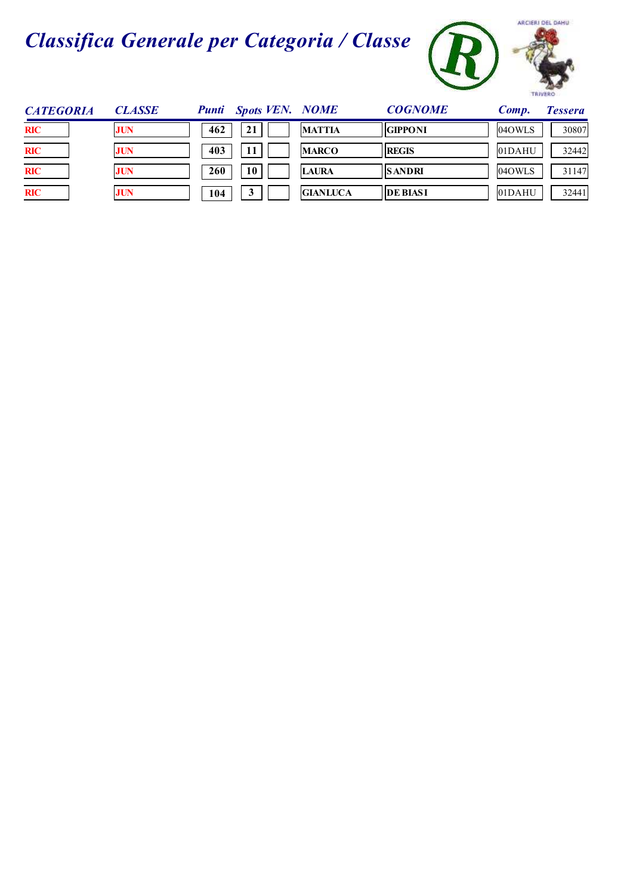# *Classifica Generale per Categoria / Classe*

| *CATEGORIA* | *CLASSE* | *Punti* | *Spots* | *VEN.* | *NOME* | *COGNOME* | *Comp.* | *Tessera* |
|---|---|---|---|---|---|---|---|---|
| **RIC** | **JUN** | **462** | **21** | | **MATTIA** | **GIPPONI** | 04OWLS | 30807 |
| **RIC** | **JUN** | **403** | **11** | | **MARCO** | **REGIS** | 01DAHU | 32442 |
| **RIC** | **JUN** | **260** | **10** | | **LAURA** | **SANDRI** | 04OWLS | 31147 |
| **RIC** | **JUN** | **104** | **3** | | **GIANLUCA** | **DE BIASI** | 01DAHU | 32441 |